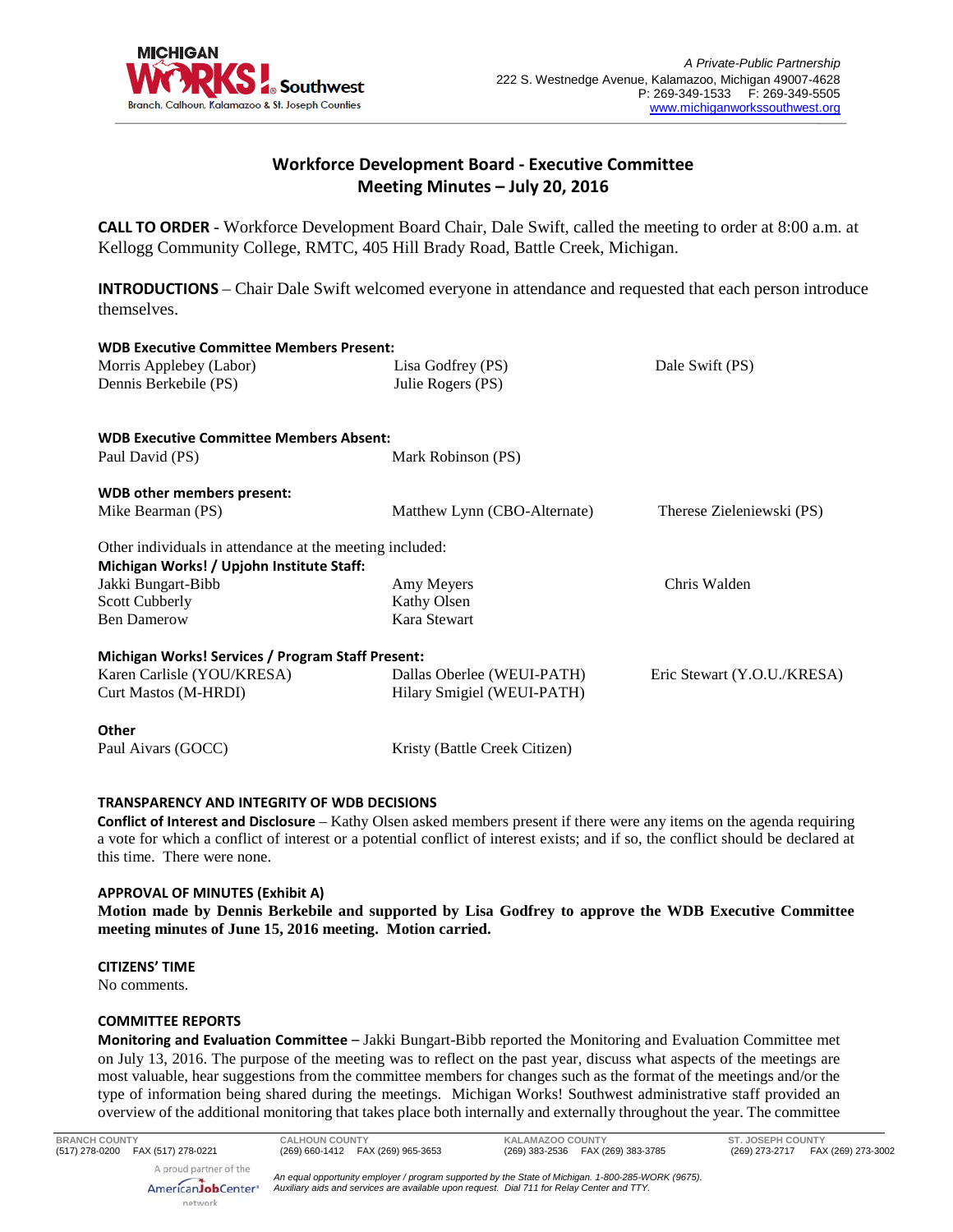A Private-Public Partnership
222 S. Westnedge Avenue, Kalamazoo, Michigan 49007-4628
P: 269-349-1533 F: 269-349-5505
www.michiganworkssouthwest.org

# Workforce Development Board - Executive Committee
## Meeting Minutes – July 20, 2016

**CALL TO ORDER** - Workforce Development Board Chair, Dale Swift, called the meeting to order at 8:00 a.m. at Kellogg Community College, RMTC, 405 Hill Brady Road, Battle Creek, Michigan.

**INTRODUCTIONS** – Chair Dale Swift welcomed everyone in attendance and requested that each person introduce themselves.

**WDB Executive Committee Members Present:**

| | | |
|---|---|---|
| Morris Applebey (Labor) | Lisa Godfrey (PS) | Dale Swift (PS) |
| Dennis Berkebile (PS) | Julie Rogers (PS) | |

**WDB Executive Committee Members Absent:**

| | |
|---|---|
| Paul David (PS) | Mark Robinson (PS) |

**WDB other members present:**

| | | |
|---|---|---|
| Mike Bearman (PS) | Matthew Lynn (CBO-Alternate) | Therese Zieleniewski (PS) |

Other individuals in attendance at the meeting included:

**Michigan Works! / Upjohn Institute Staff:**

| | | |
|---|---|---|
| Jakki Bungart-Bibb | Amy Meyers | Chris Walden |
| Scott Cubberly | Kathy Olsen | |
| Ben Damerow | Kara Stewart | |

**Michigan Works! Services / Program Staff Present:**

| | | |
|---|---|---|
| Karen Carlisle (YOU/KRESA) | Dallas Oberlee (WEUI-PATH) | Eric Stewart (Y.O.U./KRESA) |
| Curt Mastos (M-HRDI) | Hilary Smigiel (WEUI-PATH) | |

**Other**

| | |
|---|---|
| Paul Aivars (GOCC) | Kristy (Battle Creek Citizen) |

**TRANSPARENCY AND INTEGRITY OF WDB DECISIONS**

**Conflict of Interest and Disclosure** – Kathy Olsen asked members present if there were any items on the agenda requiring a vote for which a conflict of interest or a potential conflict of interest exists; and if so, the conflict should be declared at this time. There were none.

**APPROVAL OF MINUTES (Exhibit A)**

**Motion made by Dennis Berkebile and supported by Lisa Godfrey to approve the WDB Executive Committee meeting minutes of June 15, 2016 meeting. Motion carried.**

**CITIZENS' TIME**

No comments.

**COMMITTEE REPORTS**

**Monitoring and Evaluation Committee** – Jakki Bungart-Bibb reported the Monitoring and Evaluation Committee met on July 13, 2016. The purpose of the meeting was to reflect on the past year, discuss what aspects of the meetings are most valuable, hear suggestions from the committee members for changes such as the format of the meetings and/or the type of information being shared during the meetings. Michigan Works! Southwest administrative staff provided an overview of the additional monitoring that takes place both internally and externally throughout the year. The committee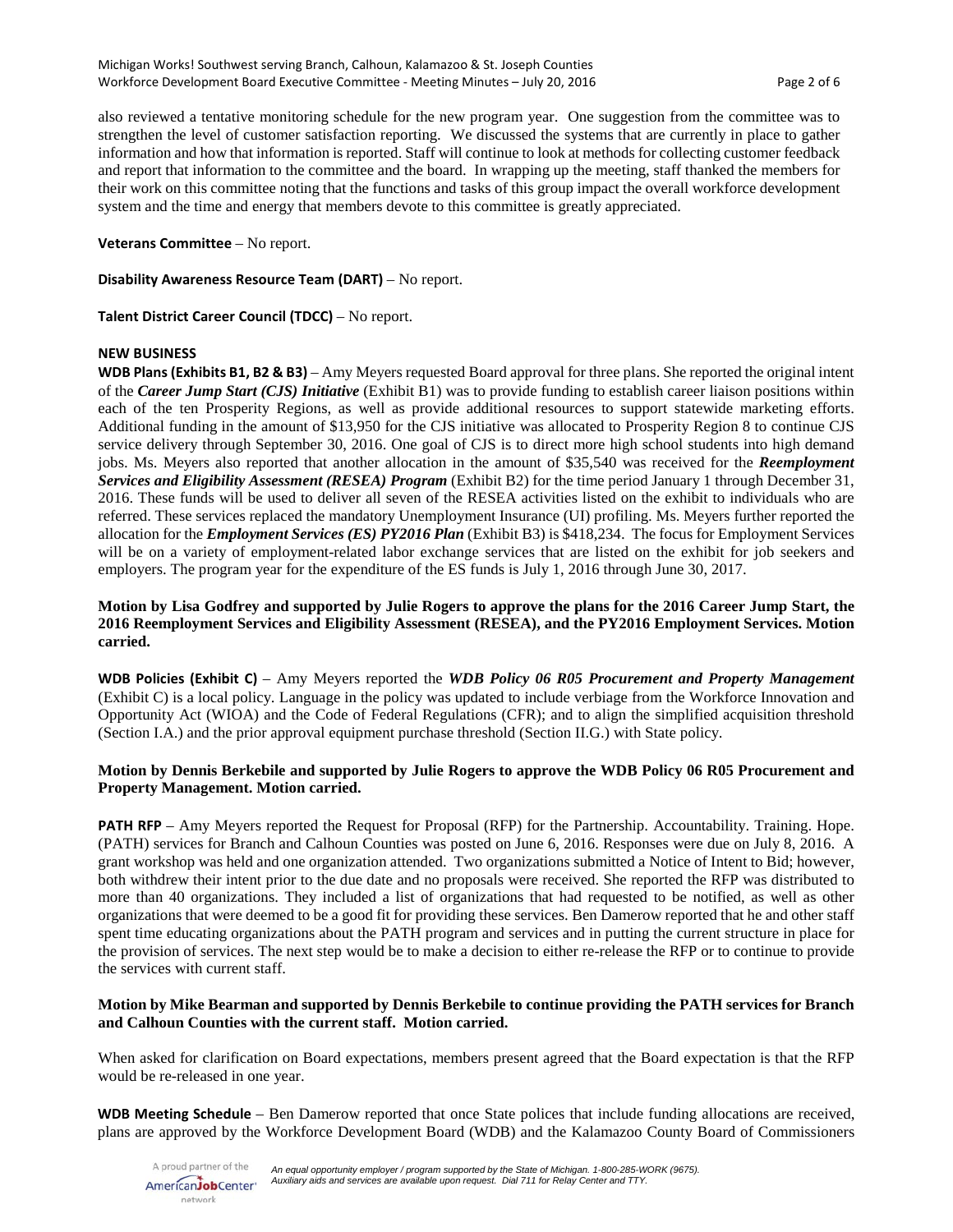also reviewed a tentative monitoring schedule for the new program year. One suggestion from the committee was to strengthen the level of customer satisfaction reporting. We discussed the systems that are currently in place to gather information and how that information is reported. Staff will continue to look at methods for collecting customer feedback and report that information to the committee and the board. In wrapping up the meeting, staff thanked the members for their work on this committee noting that the functions and tasks of this group impact the overall workforce development system and the time and energy that members devote to this committee is greatly appreciated.

**Veterans Committee** – No report.

**Disability Awareness Resource Team (DART)** – No report.

**Talent District Career Council (TDCC)** – No report.

**NEW BUSINESS**

**WDB Plans (Exhibits B1, B2 & B3)** – Amy Meyers requested Board approval for three plans. She reported the original intent of the ***Career Jump Start (CJS) Initiative*** (Exhibit B1) was to provide funding to establish career liaison positions within each of the ten Prosperity Regions, as well as provide additional resources to support statewide marketing efforts. Additional funding in the amount of $13,950 for the CJS initiative was allocated to Prosperity Region 8 to continue CJS service delivery through September 30, 2016. One goal of CJS is to direct more high school students into high demand jobs. Ms. Meyers also reported that another allocation in the amount of $35,540 was received for the ***Reemployment Services and Eligibility Assessment (RESEA) Program*** (Exhibit B2) for the time period January 1 through December 31, 2016. These funds will be used to deliver all seven of the RESEA activities listed on the exhibit to individuals who are referred. These services replaced the mandatory Unemployment Insurance (UI) profiling. Ms. Meyers further reported the allocation for the ***Employment Services (ES) PY2016 Plan*** (Exhibit B3) is $418,234. The focus for Employment Services will be on a variety of employment-related labor exchange services that are listed on the exhibit for job seekers and employers. The program year for the expenditure of the ES funds is July 1, 2016 through June 30, 2017.

**Motion by Lisa Godfrey and supported by Julie Rogers to approve the plans for the 2016 Career Jump Start, the 2016 Reemployment Services and Eligibility Assessment (RESEA), and the PY2016 Employment Services. Motion carried.**

**WDB Policies (Exhibit C)** – Amy Meyers reported the ***WDB Policy 06 R05 Procurement and Property Management*** (Exhibit C) is a local policy. Language in the policy was updated to include verbiage from the Workforce Innovation and Opportunity Act (WIOA) and the Code of Federal Regulations (CFR); and to align the simplified acquisition threshold (Section I.A.) and the prior approval equipment purchase threshold (Section II.G.) with State policy.

**Motion by Dennis Berkebile and supported by Julie Rogers to approve the WDB Policy 06 R05 Procurement and Property Management. Motion carried.**

**PATH RFP** – Amy Meyers reported the Request for Proposal (RFP) for the Partnership. Accountability. Training. Hope. (PATH) services for Branch and Calhoun Counties was posted on June 6, 2016. Responses were due on July 8, 2016. A grant workshop was held and one organization attended. Two organizations submitted a Notice of Intent to Bid; however, both withdrew their intent prior to the due date and no proposals were received. She reported the RFP was distributed to more than 40 organizations. They included a list of organizations that had requested to be notified, as well as other organizations that were deemed to be a good fit for providing these services. Ben Damerow reported that he and other staff spent time educating organizations about the PATH program and services and in putting the current structure in place for the provision of services. The next step would be to make a decision to either re-release the RFP or to continue to provide the services with current staff.

**Motion by Mike Bearman and supported by Dennis Berkebile to continue providing the PATH services for Branch and Calhoun Counties with the current staff. Motion carried.**

When asked for clarification on Board expectations, members present agreed that the Board expectation is that the RFP would be re-released in one year.

**WDB Meeting Schedule** – Ben Damerow reported that once State polices that include funding allocations are received, plans are approved by the Workforce Development Board (WDB) and the Kalamazoo County Board of Commissioners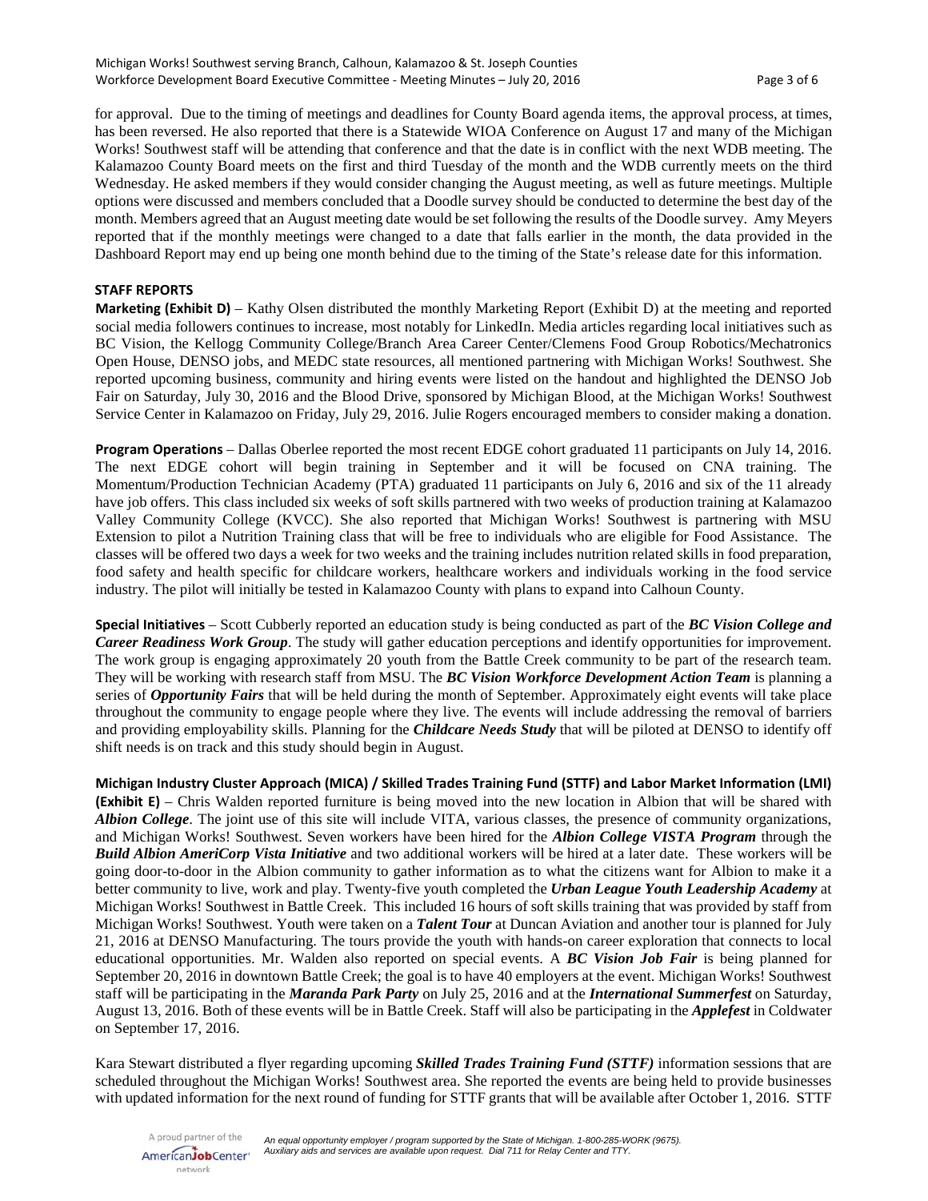for approval. Due to the timing of meetings and deadlines for County Board agenda items, the approval process, at times, has been reversed. He also reported that there is a Statewide WIOA Conference on August 17 and many of the Michigan Works! Southwest staff will be attending that conference and that the date is in conflict with the next WDB meeting. The Kalamazoo County Board meets on the first and third Tuesday of the month and the WDB currently meets on the third Wednesday. He asked members if they would consider changing the August meeting, as well as future meetings. Multiple options were discussed and members concluded that a Doodle survey should be conducted to determine the best day of the month. Members agreed that an August meeting date would be set following the results of the Doodle survey. Amy Meyers reported that if the monthly meetings were changed to a date that falls earlier in the month, the data provided in the Dashboard Report may end up being one month behind due to the timing of the State's release date for this information.

**STAFF REPORTS**

**Marketing (Exhibit D)** – Kathy Olsen distributed the monthly Marketing Report (Exhibit D) at the meeting and reported social media followers continues to increase, most notably for LinkedIn. Media articles regarding local initiatives such as BC Vision, the Kellogg Community College/Branch Area Career Center/Clemens Food Group Robotics/Mechatronics Open House, DENSO jobs, and MEDC state resources, all mentioned partnering with Michigan Works! Southwest. She reported upcoming business, community and hiring events were listed on the handout and highlighted the DENSO Job Fair on Saturday, July 30, 2016 and the Blood Drive, sponsored by Michigan Blood, at the Michigan Works! Southwest Service Center in Kalamazoo on Friday, July 29, 2016. Julie Rogers encouraged members to consider making a donation.

**Program Operations** – Dallas Oberlee reported the most recent EDGE cohort graduated 11 participants on July 14, 2016. The next EDGE cohort will begin training in September and it will be focused on CNA training. The Momentum/Production Technician Academy (PTA) graduated 11 participants on July 6, 2016 and six of the 11 already have job offers. This class included six weeks of soft skills partnered with two weeks of production training at Kalamazoo Valley Community College (KVCC). She also reported that Michigan Works! Southwest is partnering with MSU Extension to pilot a Nutrition Training class that will be free to individuals who are eligible for Food Assistance. The classes will be offered two days a week for two weeks and the training includes nutrition related skills in food preparation, food safety and health specific for childcare workers, healthcare workers and individuals working in the food service industry. The pilot will initially be tested in Kalamazoo County with plans to expand into Calhoun County.

**Special Initiatives** – Scott Cubberly reported an education study is being conducted as part of the ***BC Vision College and Career Readiness Work Group***. The study will gather education perceptions and identify opportunities for improvement. The work group is engaging approximately 20 youth from the Battle Creek community to be part of the research team. They will be working with research staff from MSU. The ***BC Vision Workforce Development Action Team*** is planning a series of ***Opportunity Fairs*** that will be held during the month of September. Approximately eight events will take place throughout the community to engage people where they live. The events will include addressing the removal of barriers and providing employability skills. Planning for the ***Childcare Needs Study*** that will be piloted at DENSO to identify off shift needs is on track and this study should begin in August.

**Michigan Industry Cluster Approach (MICA) / Skilled Trades Training Fund (STTF) and Labor Market Information (LMI) (Exhibit E)** – Chris Walden reported furniture is being moved into the new location in Albion that will be shared with ***Albion College***. The joint use of this site will include VITA, various classes, the presence of community organizations, and Michigan Works! Southwest. Seven workers have been hired for the ***Albion College VISTA Program*** through the ***Build Albion AmeriCorp Vista Initiative*** and two additional workers will be hired at a later date. These workers will be going door-to-door in the Albion community to gather information as to what the citizens want for Albion to make it a better community to live, work and play. Twenty-five youth completed the ***Urban League Youth Leadership Academy*** at Michigan Works! Southwest in Battle Creek. This included 16 hours of soft skills training that was provided by staff from Michigan Works! Southwest. Youth were taken on a ***Talent Tour*** at Duncan Aviation and another tour is planned for July 21, 2016 at DENSO Manufacturing. The tours provide the youth with hands-on career exploration that connects to local educational opportunities. Mr. Walden also reported on special events. A ***BC Vision Job Fair*** is being planned for September 20, 2016 in downtown Battle Creek; the goal is to have 40 employers at the event. Michigan Works! Southwest staff will be participating in the ***Maranda Park Party*** on July 25, 2016 and at the ***International Summerfest*** on Saturday, August 13, 2016. Both of these events will be in Battle Creek. Staff will also be participating in the ***Applefest*** in Coldwater on September 17, 2016.

Kara Stewart distributed a flyer regarding upcoming ***Skilled Trades Training Fund (STTF)*** information sessions that are scheduled throughout the Michigan Works! Southwest area. She reported the events are being held to provide businesses with updated information for the next round of funding for STTF grants that will be available after October 1, 2016. STTF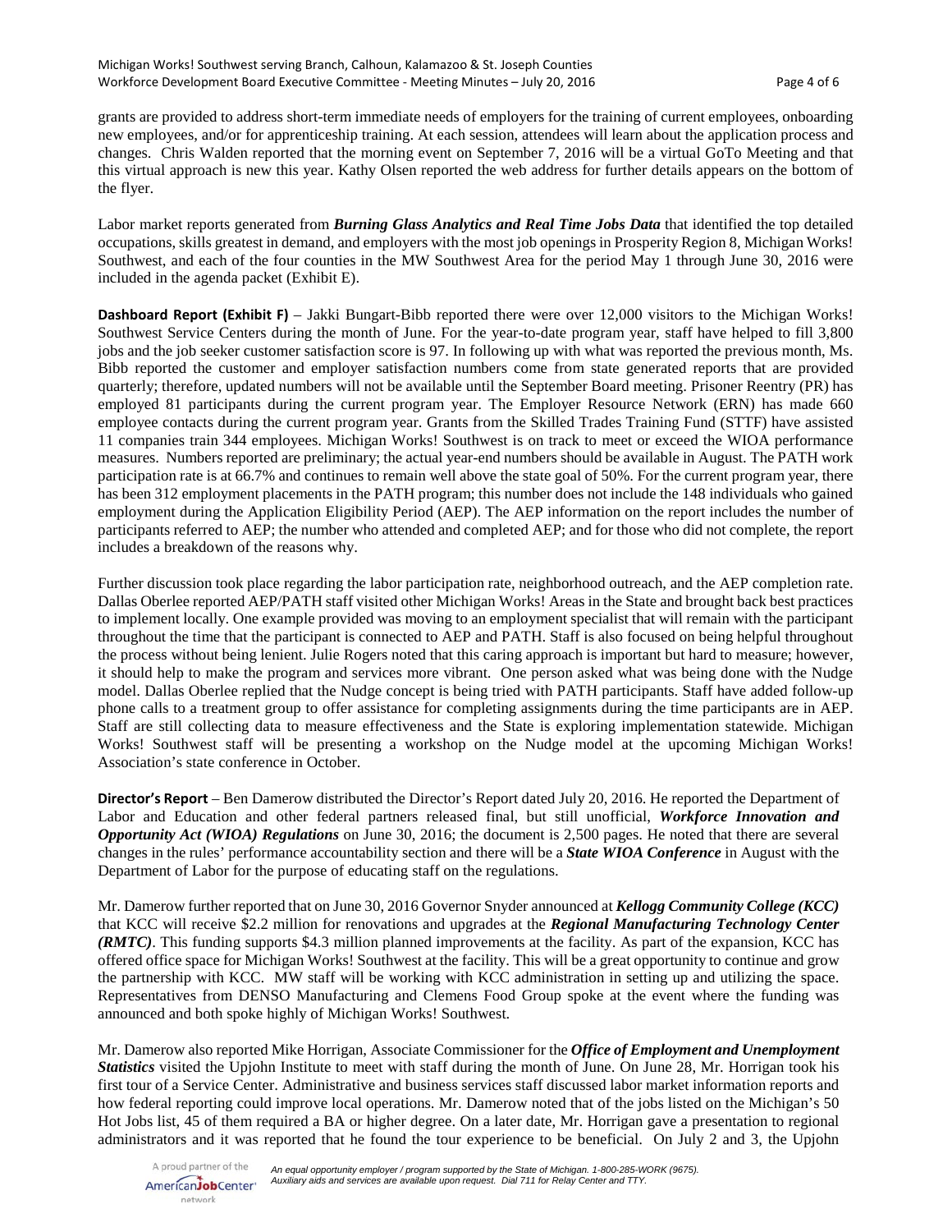grants are provided to address short-term immediate needs of employers for the training of current employees, onboarding new employees, and/or for apprenticeship training. At each session, attendees will learn about the application process and changes. Chris Walden reported that the morning event on September 7, 2016 will be a virtual GoTo Meeting and that this virtual approach is new this year. Kathy Olsen reported the web address for further details appears on the bottom of the flyer.

Labor market reports generated from ***Burning Glass Analytics and Real Time Jobs Data*** that identified the top detailed occupations, skills greatest in demand, and employers with the most job openings in Prosperity Region 8, Michigan Works! Southwest, and each of the four counties in the MW Southwest Area for the period May 1 through June 30, 2016 were included in the agenda packet (Exhibit E).

**Dashboard Report (Exhibit F)** – Jakki Bungart-Bibb reported there were over 12,000 visitors to the Michigan Works! Southwest Service Centers during the month of June. For the year-to-date program year, staff have helped to fill 3,800 jobs and the job seeker customer satisfaction score is 97. In following up with what was reported the previous month, Ms. Bibb reported the customer and employer satisfaction numbers come from state generated reports that are provided quarterly; therefore, updated numbers will not be available until the September Board meeting. Prisoner Reentry (PR) has employed 81 participants during the current program year. The Employer Resource Network (ERN) has made 660 employee contacts during the current program year. Grants from the Skilled Trades Training Fund (STTF) have assisted 11 companies train 344 employees. Michigan Works! Southwest is on track to meet or exceed the WIOA performance measures. Numbers reported are preliminary; the actual year-end numbers should be available in August. The PATH work participation rate is at 66.7% and continues to remain well above the state goal of 50%. For the current program year, there has been 312 employment placements in the PATH program; this number does not include the 148 individuals who gained employment during the Application Eligibility Period (AEP). The AEP information on the report includes the number of participants referred to AEP; the number who attended and completed AEP; and for those who did not complete, the report includes a breakdown of the reasons why.

Further discussion took place regarding the labor participation rate, neighborhood outreach, and the AEP completion rate. Dallas Oberlee reported AEP/PATH staff visited other Michigan Works! Areas in the State and brought back best practices to implement locally. One example provided was moving to an employment specialist that will remain with the participant throughout the time that the participant is connected to AEP and PATH. Staff is also focused on being helpful throughout the process without being lenient. Julie Rogers noted that this caring approach is important but hard to measure; however, it should help to make the program and services more vibrant. One person asked what was being done with the Nudge model. Dallas Oberlee replied that the Nudge concept is being tried with PATH participants. Staff have added follow-up phone calls to a treatment group to offer assistance for completing assignments during the time participants are in AEP. Staff are still collecting data to measure effectiveness and the State is exploring implementation statewide. Michigan Works! Southwest staff will be presenting a workshop on the Nudge model at the upcoming Michigan Works! Association's state conference in October.

**Director's Report** – Ben Damerow distributed the Director's Report dated July 20, 2016. He reported the Department of Labor and Education and other federal partners released final, but still unofficial, ***Workforce Innovation and Opportunity Act (WIOA) Regulations*** on June 30, 2016; the document is 2,500 pages. He noted that there are several changes in the rules' performance accountability section and there will be a ***State WIOA Conference*** in August with the Department of Labor for the purpose of educating staff on the regulations.

Mr. Damerow further reported that on June 30, 2016 Governor Snyder announced at ***Kellogg Community College (KCC)*** that KCC will receive $2.2 million for renovations and upgrades at the ***Regional Manufacturing Technology Center (RMTC)***. This funding supports $4.3 million planned improvements at the facility. As part of the expansion, KCC has offered office space for Michigan Works! Southwest at the facility. This will be a great opportunity to continue and grow the partnership with KCC. MW staff will be working with KCC administration in setting up and utilizing the space. Representatives from DENSO Manufacturing and Clemens Food Group spoke at the event where the funding was announced and both spoke highly of Michigan Works! Southwest.

Mr. Damerow also reported Mike Horrigan, Associate Commissioner for the ***Office of Employment and Unemployment Statistics*** visited the Upjohn Institute to meet with staff during the month of June. On June 28, Mr. Horrigan took his first tour of a Service Center. Administrative and business services staff discussed labor market information reports and how federal reporting could improve local operations. Mr. Damerow noted that of the jobs listed on the Michigan's 50 Hot Jobs list, 45 of them required a BA or higher degree. On a later date, Mr. Horrigan gave a presentation to regional administrators and it was reported that he found the tour experience to be beneficial. On July 2 and 3, the Upjohn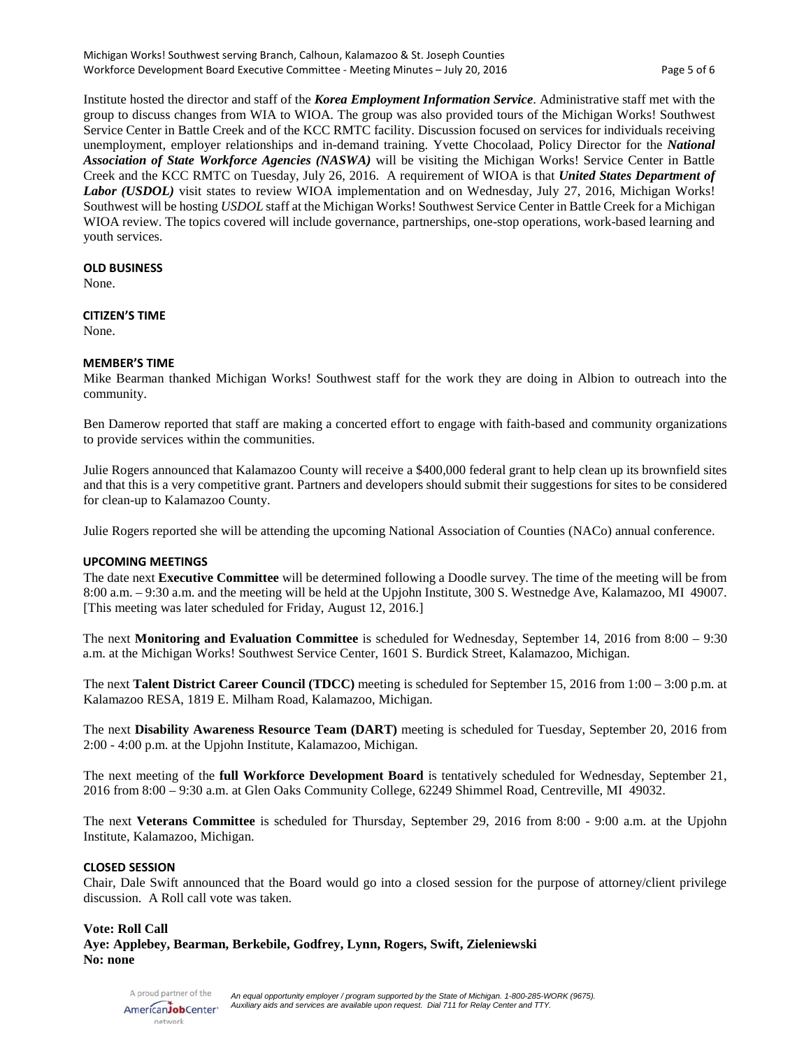Institute hosted the director and staff of the ***Korea Employment Information Service***. Administrative staff met with the group to discuss changes from WIA to WIOA. The group was also provided tours of the Michigan Works! Southwest Service Center in Battle Creek and of the KCC RMTC facility. Discussion focused on services for individuals receiving unemployment, employer relationships and in-demand training. Yvette Chocolaad, Policy Director for the ***National Association of State Workforce Agencies (NASWA)*** will be visiting the Michigan Works! Service Center in Battle Creek and the KCC RMTC on Tuesday, July 26, 2016. A requirement of WIOA is that ***United States Department of Labor (USDOL)*** visit states to review WIOA implementation and on Wednesday, July 27, 2016, Michigan Works! Southwest will be hosting *USDOL* staff at the Michigan Works! Southwest Service Center in Battle Creek for a Michigan WIOA review. The topics covered will include governance, partnerships, one-stop operations, work-based learning and youth services.

## OLD BUSINESS

None.

## CITIZEN'S TIME

None.

## MEMBER'S TIME

Mike Bearman thanked Michigan Works! Southwest staff for the work they are doing in Albion to outreach into the community.

Ben Damerow reported that staff are making a concerted effort to engage with faith-based and community organizations to provide services within the communities.

Julie Rogers announced that Kalamazoo County will receive a $400,000 federal grant to help clean up its brownfield sites and that this is a very competitive grant. Partners and developers should submit their suggestions for sites to be considered for clean-up to Kalamazoo County.

Julie Rogers reported she will be attending the upcoming National Association of Counties (NACo) annual conference.

## UPCOMING MEETINGS

The date next **Executive Committee** will be determined following a Doodle survey. The time of the meeting will be from 8:00 a.m. – 9:30 a.m. and the meeting will be held at the Upjohn Institute, 300 S. Westnedge Ave, Kalamazoo, MI 49007. [This meeting was later scheduled for Friday, August 12, 2016.]

The next **Monitoring and Evaluation Committee** is scheduled for Wednesday, September 14, 2016 from 8:00 – 9:30 a.m. at the Michigan Works! Southwest Service Center, 1601 S. Burdick Street, Kalamazoo, Michigan.

The next **Talent District Career Council (TDCC)** meeting is scheduled for September 15, 2016 from 1:00 – 3:00 p.m. at Kalamazoo RESA, 1819 E. Milham Road, Kalamazoo, Michigan.

The next **Disability Awareness Resource Team (DART)** meeting is scheduled for Tuesday, September 20, 2016 from 2:00 - 4:00 p.m. at the Upjohn Institute, Kalamazoo, Michigan.

The next meeting of the **full Workforce Development Board** is tentatively scheduled for Wednesday, September 21, 2016 from 8:00 – 9:30 a.m. at Glen Oaks Community College, 62249 Shimmel Road, Centreville, MI 49032.

The next **Veterans Committee** is scheduled for Thursday, September 29, 2016 from 8:00 - 9:00 a.m. at the Upjohn Institute, Kalamazoo, Michigan.

## CLOSED SESSION

Chair, Dale Swift announced that the Board would go into a closed session for the purpose of attorney/client privilege discussion. A Roll call vote was taken.

**Vote: Roll Call**
**Aye: Applebey, Bearman, Berkebile, Godfrey, Lynn, Rogers, Swift, Zieleniewski**
**No: none**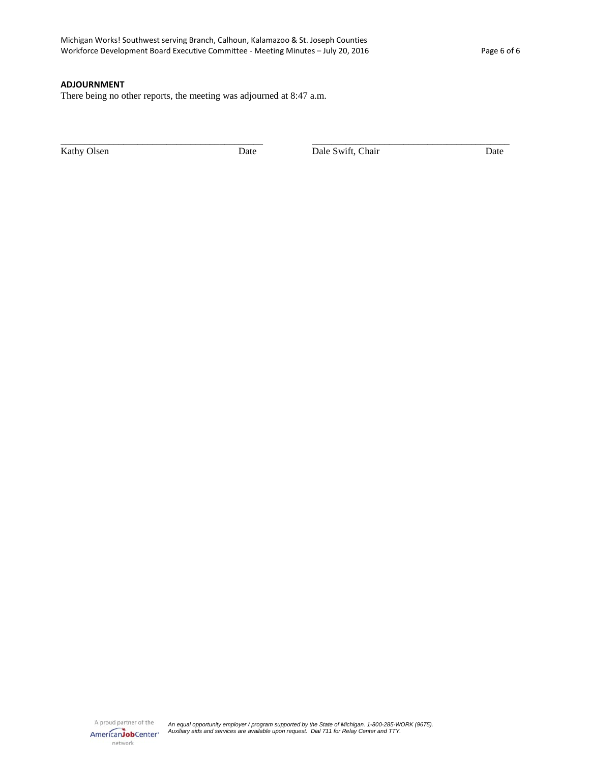**ADJOURNMENT**

There being no other reports, the meeting was adjourned at 8:47 a.m.

| | |
|---|---|
| \_\_\_\_\_\_\_\_\_\_\_\_\_\_\_\_\_\_\_\_\_\_\_\_\_\_\_\_\_\_\_\_\_\_\_\_\_\_\_\_\_\_\_ | \_\_\_\_\_\_\_\_\_\_\_\_\_\_\_\_\_\_\_\_\_\_\_\_\_\_\_\_\_\_\_\_\_\_\_\_\_\_\_\_\_\_\_ |
| Kathy Olsen          Date | Dale Swift, Chair          Date |

A proud partner of the AmericanJobCenter network

*An equal opportunity employer / program supported by the State of Michigan. 1-800-285-WORK (9675). Auxiliary aids and services are available upon request. Dial 711 for Relay Center and TTY.*